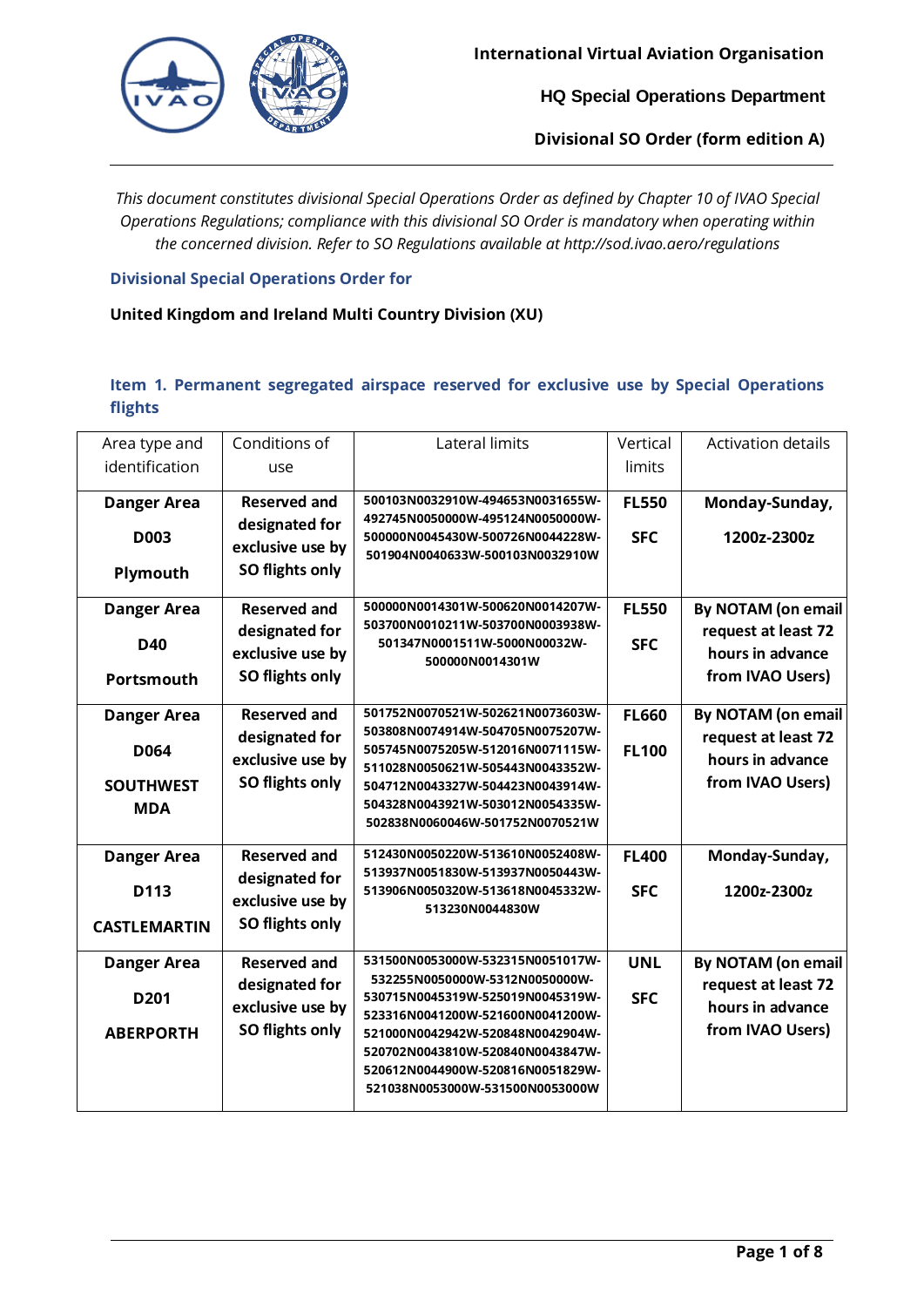International Virtual Aviation Organisation

HQ Special Operations Department

Divisional SO Order (form edition A)

*This document constitutes divisional Special Operations Order as defined by Chapter 10 of IVAO Special Operations Regulations; compliance with this divisional SO Order is mandatory when operating within the concerned division. Refer to SO Regulations available at http://sod.ivao.aero/regulations*

### Divisional Special Operations Order for

**United Kingdom and Ireland Multi Country Division (XU)**

### Item 1. Permanent segregated airspace reserved for exclusive use by Special Operations flights

| Area type and identification | Conditions of use | Lateral limits | Vertical limits | Activation details |
|---|---|---|---|---|
| **Danger Area D003 Plymouth** | **Reserved and designated for exclusive use by SO flights only** | **500103N0032910W-494653N0031655W-492745N0050000W-495124N0050000W-500000N0045430W-500726N0044228W-501904N0040633W-500103N0032910W** | **FL550 SFC** | **Monday-Sunday, 1200z-2300z** |
| **Danger Area D40 Portsmouth** | **Reserved and designated for exclusive use by SO flights only** | **500000N0014301W-500620N0014207W-503700N0010211W-503700N0003938W-501347N0001511W-5000N00032W-500000N0014301W** | **FL550 SFC** | **By NOTAM (on email request at least 72 hours in advance from IVAO Users)** |
| **Danger Area D064 SOUTHWEST MDA** | **Reserved and designated for exclusive use by SO flights only** | **501752N0070521W-502621N0073603W-503808N0074914W-504705N0075207W-505745N0075205W-512016N0071115W-511028N0050621W-505443N0043352W-504712N0043327W-504423N0043914W-504328N0043921W-503012N0054335W-502838N0060046W-501752N0070521W** | **FL660 FL100** | **By NOTAM (on email request at least 72 hours in advance from IVAO Users)** |
| **Danger Area D113 CASTLEMARTIN** | **Reserved and designated for exclusive use by SO flights only** | **512430N0050220W-513610N0052408W-513937N0051830W-513937N0050443W-513906N0050320W-513618N0045332W-513230N0044830W** | **FL400 SFC** | **Monday-Sunday, 1200z-2300z** |
| **Danger Area D201 ABERPORTH** | **Reserved and designated for exclusive use by SO flights only** | **531500N0053000W-532315N0051017W-532255N0050000W-5312N0050000W-530715N0045319W-525019N0045319W-523316N0041200W-521600N0041200W-521000N0042942W-520848N0042904W-520702N0043810W-520840N0043847W-520612N0044900W-520816N0051829W-521038N0053000W-531500N0053000W** | **UNL SFC** | **By NOTAM (on email request at least 72 hours in advance from IVAO Users)** |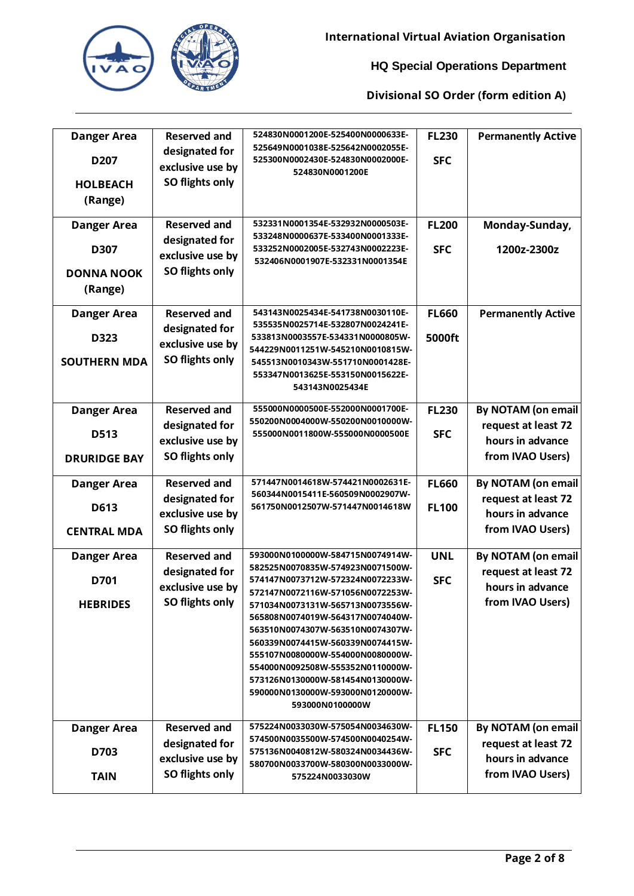| Danger Area D207 HOLBEACH (Range) | Reserved and designated for exclusive use by SO flights only | 524830N0001200E-525400N0000633E-525649N0001038E-525642N0002055E-525300N0002430E-524830N0002000E-524830N0001200E | FL230 SFC | Permanently Active |
|---|---|---|---|---|
| Danger Area D307 DONNA NOOK (Range) | Reserved and designated for exclusive use by SO flights only | 532331N0001354E-532932N0000503E-533248N0000637E-533400N0001333E-533252N0002005E-532743N0002223E-532406N0001907E-532331N0001354E | FL200 SFC | Monday-Sunday, 1200z-2300z |
| Danger Area D323 SOUTHERN MDA | Reserved and designated for exclusive use by SO flights only | 543143N0025434E-541738N0030110E-535535N0025714E-532807N0024241E-533813N0003557E-534331N0000805W-544229N0011251W-545210N0010815W-545513N0010343W-551710N0001428E-553347N0013625E-553150N0015622E-543143N0025434E | FL660 5000ft | Permanently Active |
| Danger Area D513 DRURIDGE BAY | Reserved and designated for exclusive use by SO flights only | 555000N0000500E-552000N0001700E-550200N0004000W-550200N0010000W-555000N0011800W-555000N0000500E | FL230 SFC | By NOTAM (on email request at least 72 hours in advance from IVAO Users) |
| Danger Area D613 CENTRAL MDA | Reserved and designated for exclusive use by SO flights only | 571447N0014618W-574421N0002631E-560344N0015411E-560509N0002907W-561750N0012507W-571447N0014618W | FL660 FL100 | By NOTAM (on email request at least 72 hours in advance from IVAO Users) |
| Danger Area D701 HEBRIDES | Reserved and designated for exclusive use by SO flights only | 593000N0100000W-584715N0074914W-582525N0070835W-574923N0071500W-574147N0073712W-572324N0072233W-572147N0072116W-571056N0072253W-571034N0073131W-565713N0073556W-565808N0074019W-564317N0074040W-563510N0074307W-563510N0074307W-560339N0074415W-560339N0074415W-555107N0080000W-554000N0080000W-554000N0092508W-555352N0110000W-573126N0130000W-581454N0130000W-590000N0130000W-593000N0120000W-593000N0100000W | UNL SFC | By NOTAM (on email request at least 72 hours in advance from IVAO Users) |
| Danger Area D703 TAIN | Reserved and designated for exclusive use by SO flights only | 575224N0033030W-575054N0034630W-574500N0035500W-574500N0040254W-575136N0040812W-580324N0034436W-580700N0033700W-580300N0033000W-575224N0033030W | FL150 SFC | By NOTAM (on email request at least 72 hours in advance from IVAO Users) |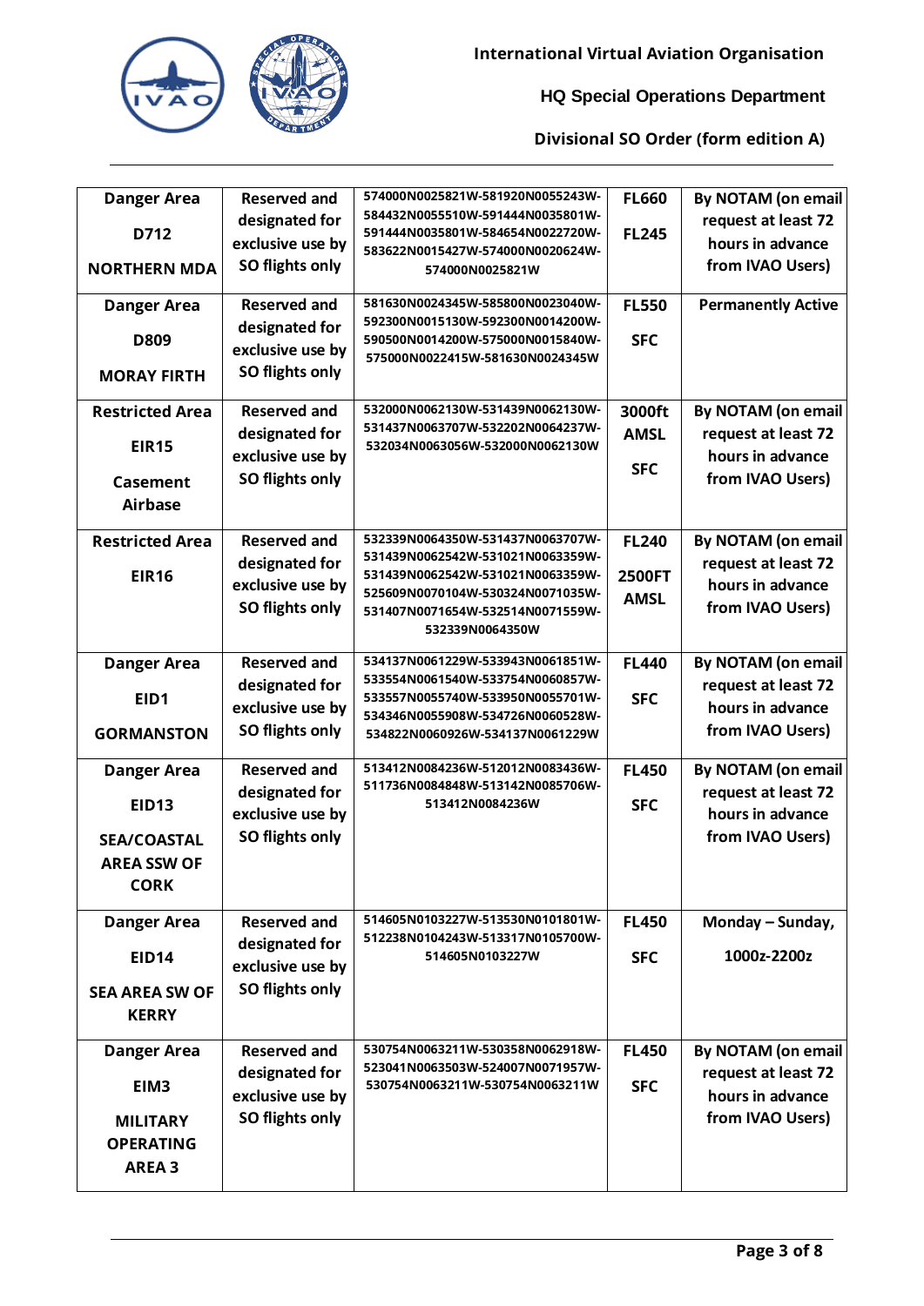| Danger Area D712 NORTHERN MDA | Reserved and designated for exclusive use by SO flights only | 574000N0025821W-581920N0055243W-584432N0055510W-591444N0035801W-591444N0035801W-584654N0022720W-583622N0015427W-574000N0020624W-574000N0025821W | FL660 FL245 | By NOTAM (on email request at least 72 hours in advance from IVAO Users) |
|---|---|---|---|---|
| Danger Area D809 MORAY FIRTH | Reserved and designated for exclusive use by SO flights only | 581630N0024345W-585800N0023040W-592300N0015130W-592300N0014200W-590500N0014200W-575000N0015840W-575000N0022415W-581630N0024345W | FL550 SFC | Permanently Active |
| Restricted Area EIR15 Casement Airbase | Reserved and designated for exclusive use by SO flights only | 532000N0062130W-531439N0062130W-531437N0063707W-532202N0064237W-532034N0063056W-532000N0062130W | 3000ft AMSL SFC | By NOTAM (on email request at least 72 hours in advance from IVAO Users) |
| Restricted Area EIR16 | Reserved and designated for exclusive use by SO flights only | 532339N0064350W-531437N0063707W-531439N0062542W-531021N0063359W-531439N0062542W-531021N0063359W-525609N0070104W-530324N0071035W-531407N0071654W-532514N0071559W-532339N0064350W | FL240 2500FT AMSL | By NOTAM (on email request at least 72 hours in advance from IVAO Users) |
| Danger Area EID1 GORMANSTON | Reserved and designated for exclusive use by SO flights only | 534137N0061229W-533943N0061851W-533554N0061540W-533754N0060857W-533557N0055740W-533950N0055701W-534346N0055908W-534726N0060528W-534822N0060926W-534137N0061229W | FL440 SFC | By NOTAM (on email request at least 72 hours in advance from IVAO Users) |
| Danger Area EID13 SEA/COASTAL AREA SSW OF CORK | Reserved and designated for exclusive use by SO flights only | 513412N0084236W-512012N0083436W-511736N0084848W-513142N0085706W-513412N0084236W | FL450 SFC | By NOTAM (on email request at least 72 hours in advance from IVAO Users) |
| Danger Area EID14 SEA AREA SW OF KERRY | Reserved and designated for exclusive use by SO flights only | 514605N0103227W-513530N0101801W-512238N0104243W-513317N0105700W-514605N0103227W | FL450 SFC | Monday – Sunday, 1000z-2200z |
| Danger Area EIM3 MILITARY OPERATING AREA 3 | Reserved and designated for exclusive use by SO flights only | 530754N0063211W-530358N0062918W-523041N0063503W-524007N0071957W-530754N0063211W-530754N0063211W | FL450 SFC | By NOTAM (on email request at least 72 hours in advance from IVAO Users) |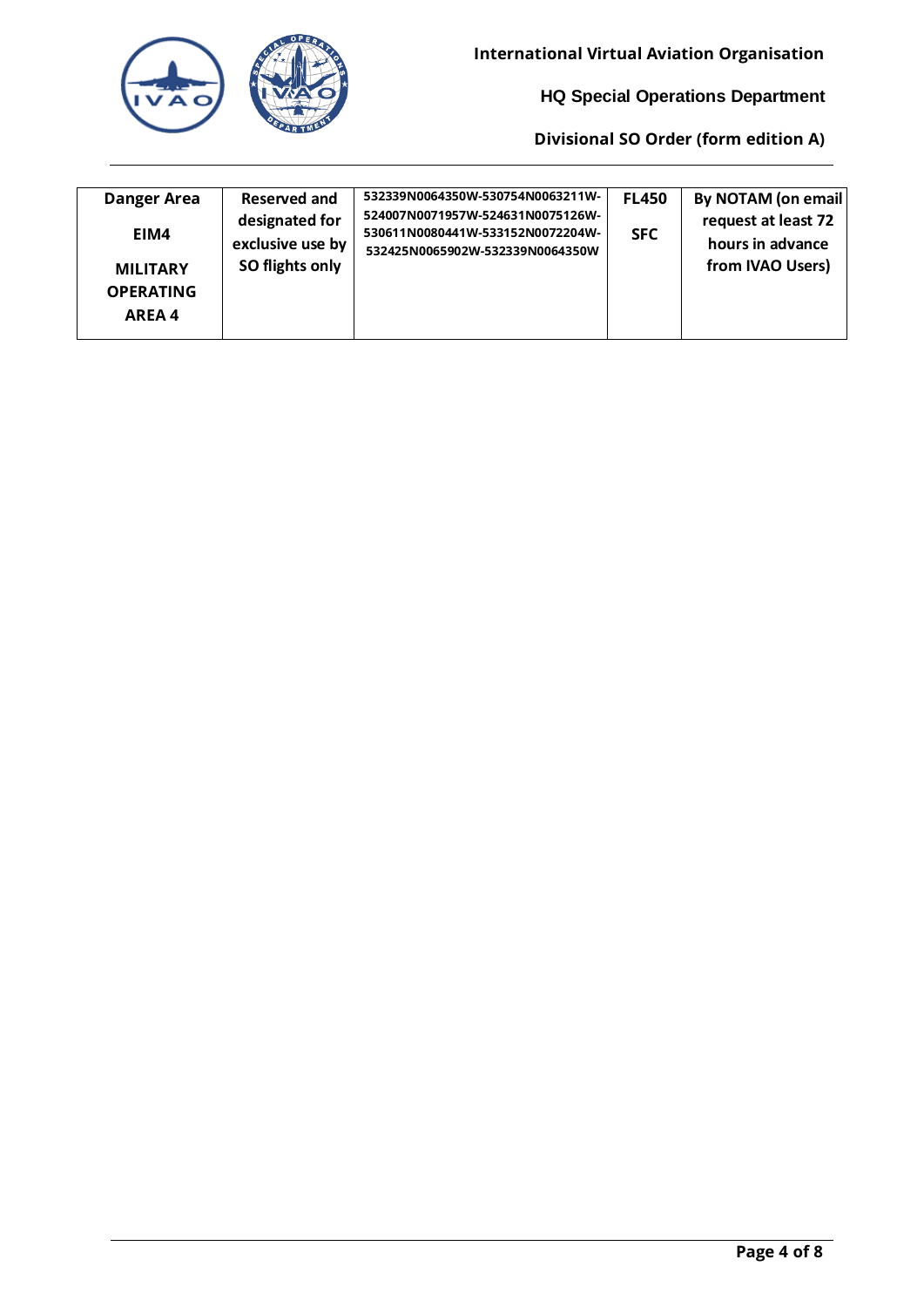| Danger Area<br>EIM4<br>MILITARY OPERATING AREA 4 | Reserved and designated for exclusive use by SO flights only | 532339N0064350W-530754N0063211W-524007N0071957W-524631N0075126W-530611N0080441W-533152N0072204W-532425N0065902W-532339N0064350W | FL450<br>SFC | By NOTAM (on email request at least 72 hours in advance from IVAO Users) |
|---|---|---|---|---|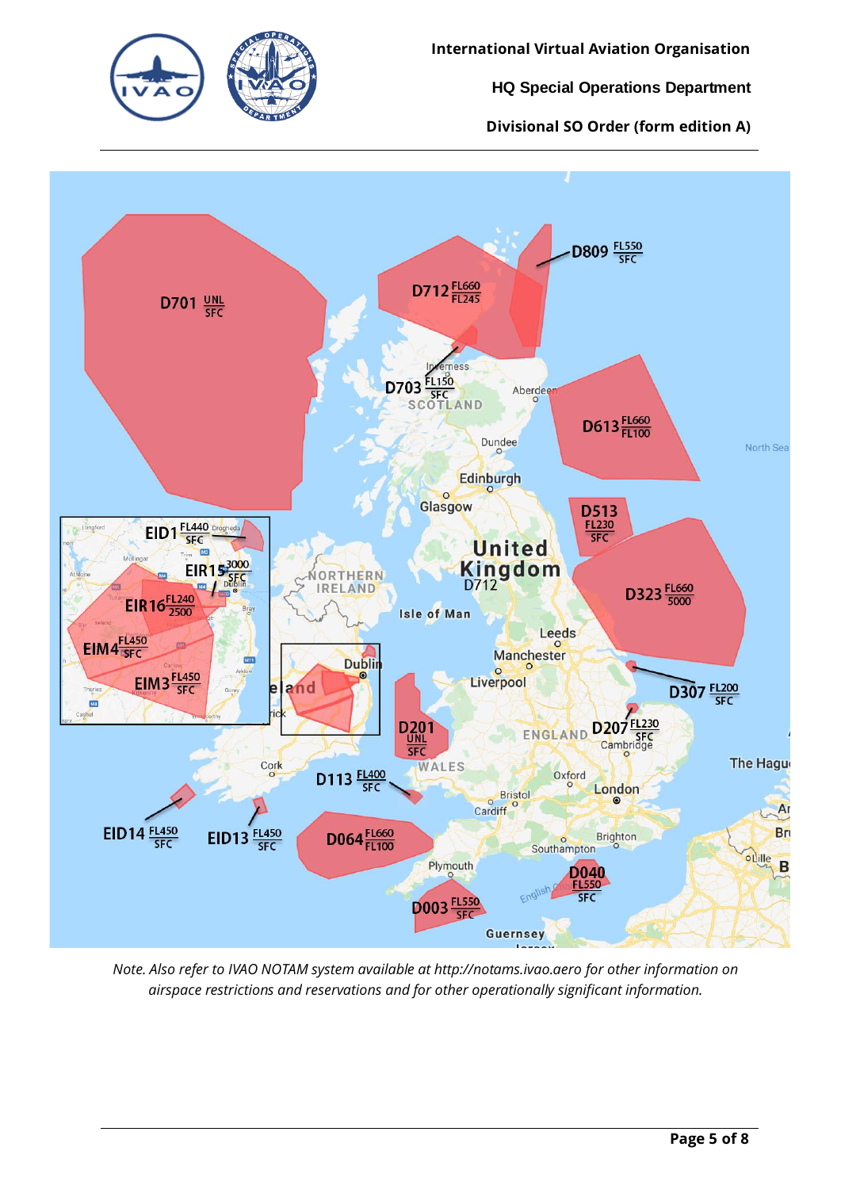*Note. Also refer to IVAO NOTAM system available at http://notams.ivao.aero for other information on airspace restrictions and reservations and for other operationally significant information.*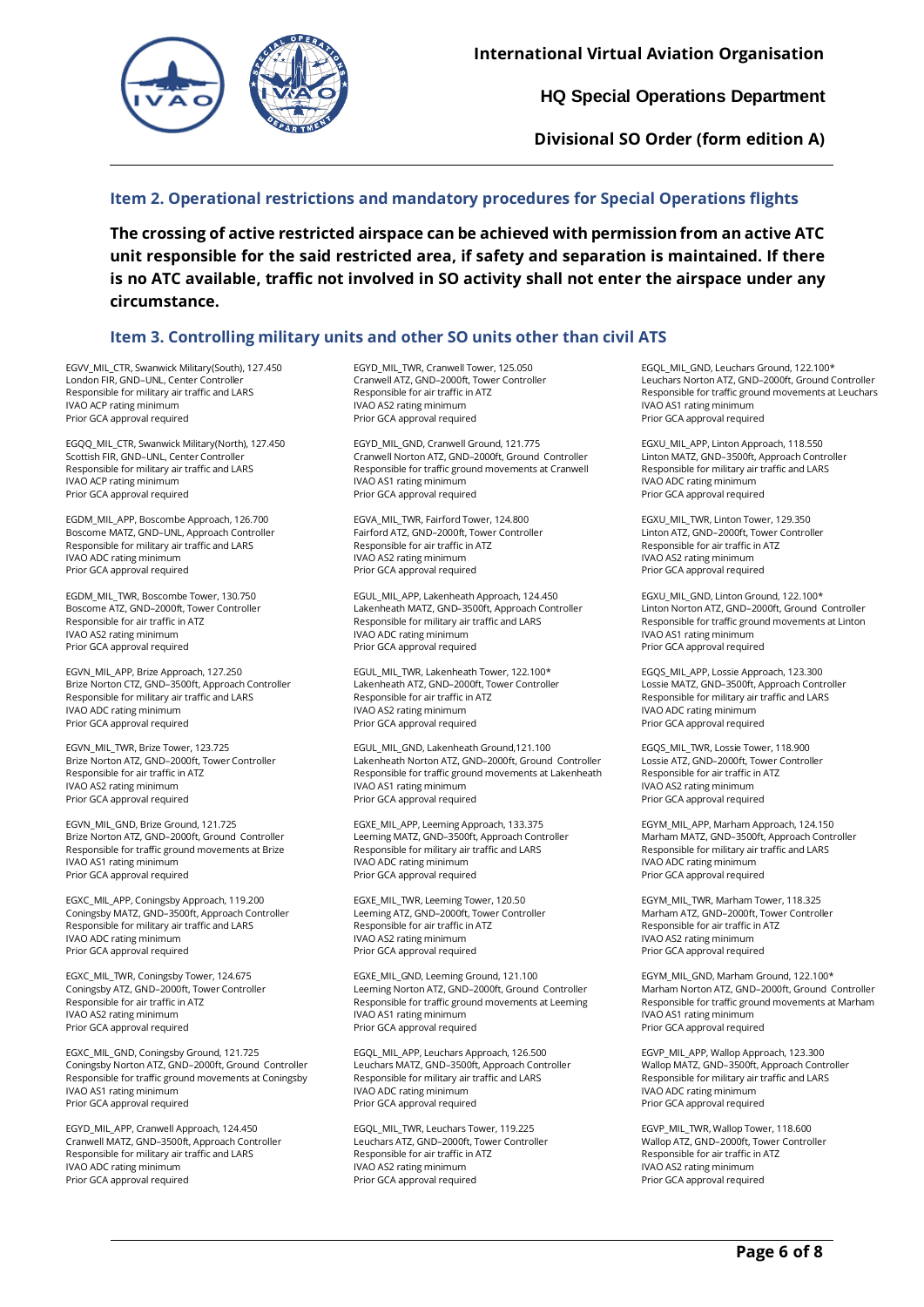## Item 2. Operational restrictions and mandatory procedures for Special Operations flights

**The crossing of active restricted airspace can be achieved with permission from an active ATC unit responsible for the said restricted area, if safety and separation is maintained. If there is no ATC available, traffic not involved in SO activity shall not enter the airspace under any circumstance.**

## Item 3. Controlling military units and other SO units other than civil ATS

EGVV_MIL_CTR, Swanwick Military(South), 127.450
London FIR, GND–UNL, Center Controller
Responsible for military air traffic and LARS
IVAO ACP rating minimum
Prior GCA approval required

EGQQ_MIL_CTR, Swanwick Military(North), 127.450
Scottish FIR, GND–UNL, Center Controller
Responsible for military air traffic and LARS
IVAO ACP rating minimum
Prior GCA approval required

EGDM_MIL_APP, Boscombe Approach, 126.700
Boscome MATZ, GND–UNL, Approach Controller
Responsible for military air traffic and LARS
IVAO ADC rating minimum
Prior GCA approval required

EGDM_MIL_TWR, Boscombe Tower, 130.750
Boscome ATZ, GND–2000ft, Tower Controller
Responsible for air traffic in ATZ
IVAO AS2 rating minimum
Prior GCA approval required

EGVN_MIL_APP, Brize Approach, 127.250
Brize Norton CTZ, GND–3500ft, Approach Controller
Responsible for military air traffic and LARS
IVAO ADC rating minimum
Prior GCA approval required

EGVN_MIL_TWR, Brize Tower, 123.725
Brize Norton ATZ, GND–2000ft, Tower Controller
Responsible for air traffic in ATZ
IVAO AS2 rating minimum
Prior GCA approval required

EGVN_MIL_GND, Brize Ground, 121.725
Brize Norton ATZ, GND–2000ft, Ground Controller
Responsible for traffic ground movements at Brize
IVAO AS1 rating minimum
Prior GCA approval required

EGXC_MIL_APP, Coningsby Approach, 119.200
Coningsby MATZ, GND–3500ft, Approach Controller
Responsible for military air traffic and LARS
IVAO ADC rating minimum
Prior GCA approval required

EGXC_MIL_TWR, Coningsby Tower, 124.675
Coningsby ATZ, GND–2000ft, Tower Controller
Responsible for air traffic in ATZ
IVAO AS2 rating minimum
Prior GCA approval required

EGXC_MIL_GND, Coningsby Ground, 121.725
Coningsby Norton ATZ, GND–2000ft, Ground Controller
Responsible for traffic ground movements at Coningsby
IVAO AS1 rating minimum
Prior GCA approval required

EGYD_MIL_APP, Cranwell Approach, 124.450
Cranwell MATZ, GND–3500ft, Approach Controller
Responsible for military air traffic and LARS
IVAO ADC rating minimum
Prior GCA approval required

EGYD_MIL_TWR, Cranwell Tower, 125.050
Cranwell ATZ, GND–2000ft, Tower Controller
Responsible for air traffic in ATZ
IVAO AS2 rating minimum
Prior GCA approval required

EGYD_MIL_GND, Cranwell Ground, 121.775
Cranwell Norton ATZ, GND–2000ft, Ground Controller
Responsible for traffic ground movements at Cranwell
IVAO AS1 rating minimum
Prior GCA approval required

EGVA_MIL_TWR, Fairford Tower, 124.800
Fairford ATZ, GND–2000ft, Tower Controller
Responsible for air traffic in ATZ
IVAO AS2 rating minimum
Prior GCA approval required

EGUL_MIL_APP, Lakenheath Approach, 124.450
Lakenheath MATZ, GND–3500ft, Approach Controller
Responsible for military air traffic and LARS
IVAO ADC rating minimum
Prior GCA approval required

EGUL_MIL_TWR, Lakenheath Tower, 122.100*
Lakenheath ATZ, GND–2000ft, Tower Controller
Responsible for air traffic in ATZ
IVAO AS2 rating minimum
Prior GCA approval required

EGUL_MIL_GND, Lakenheath Ground,121.100
Lakenheath Norton ATZ, GND–2000ft, Ground Controller
Responsible for traffic ground movements at Lakenheath
IVAO AS1 rating minimum
Prior GCA approval required

EGXE_MIL_APP, Leeming Approach, 133.375
Leeming MATZ, GND–3500ft, Approach Controller
Responsible for military air traffic and LARS
IVAO ADC rating minimum
Prior GCA approval required

EGXE_MIL_TWR, Leeming Tower, 120.50
Leeming ATZ, GND–2000ft, Tower Controller
Responsible for air traffic in ATZ
IVAO AS2 rating minimum
Prior GCA approval required

EGXE_MIL_GND, Leeming Ground, 121.100
Leeming Norton ATZ, GND–2000ft, Ground Controller
Responsible for traffic ground movements at Leeming
IVAO AS1 rating minimum
Prior GCA approval required

EGQL_MIL_APP, Leuchars Approach, 126.500
Leuchars MATZ, GND–3500ft, Approach Controller
Responsible for military air traffic and LARS
IVAO ADC rating minimum
Prior GCA approval required

EGQL_MIL_TWR, Leuchars Tower, 119.225
Leuchars ATZ, GND–2000ft, Tower Controller
Responsible for air traffic in ATZ
IVAO AS2 rating minimum
Prior GCA approval required

EGQL_MIL_GND, Leuchars Ground, 122.100*
Leuchars Norton ATZ, GND–2000ft, Ground Controller
Responsible for traffic ground movements at Leuchars
IVAO AS1 rating minimum
Prior GCA approval required

EGXU_MIL_APP, Linton Approach, 118.550
Linton MATZ, GND–3500ft, Approach Controller
Responsible for military air traffic and LARS
IVAO ADC rating minimum
Prior GCA approval required

EGXU_MIL_TWR, Linton Tower, 129.350
Linton ATZ, GND–2000ft, Tower Controller
Responsible for air traffic in ATZ
IVAO AS2 rating minimum
Prior GCA approval required

EGXU_MIL_GND, Linton Ground, 122.100*
Linton Norton ATZ, GND–2000ft, Ground Controller
Responsible for traffic ground movements at Linton
IVAO AS1 rating minimum
Prior GCA approval required

EGQS_MIL_APP, Lossie Approach, 123.300
Lossie MATZ, GND–3500ft, Approach Controller
Responsible for military air traffic and LARS
IVAO ADC rating minimum
Prior GCA approval required

EGQS_MIL_TWR, Lossie Tower, 118.900
Lossie ATZ, GND–2000ft, Tower Controller
Responsible for air traffic in ATZ
IVAO AS2 rating minimum
Prior GCA approval required

EGYM_MIL_APP, Marham Approach, 124.150
Marham MATZ, GND–3500ft, Approach Controller
Responsible for military air traffic and LARS
IVAO ADC rating minimum
Prior GCA approval required

EGYM_MIL_TWR, Marham Tower, 118.325
Marham ATZ, GND–2000ft, Tower Controller
Responsible for air traffic in ATZ
IVAO AS2 rating minimum
Prior GCA approval required

EGYM_MIL_GND, Marham Ground, 122.100*
Marham Norton ATZ, GND–2000ft, Ground Controller
Responsible for traffic ground movements at Marham
IVAO AS1 rating minimum
Prior GCA approval required

EGVP_MIL_APP, Wallop Approach, 123.300
Wallop MATZ, GND–3500ft, Approach Controller
Responsible for military air traffic and LARS
IVAO ADC rating minimum
Prior GCA approval required

EGVP_MIL_TWR, Wallop Tower, 118.600
Wallop ATZ, GND–2000ft, Tower Controller
Responsible for air traffic in ATZ
IVAO AS2 rating minimum
Prior GCA approval required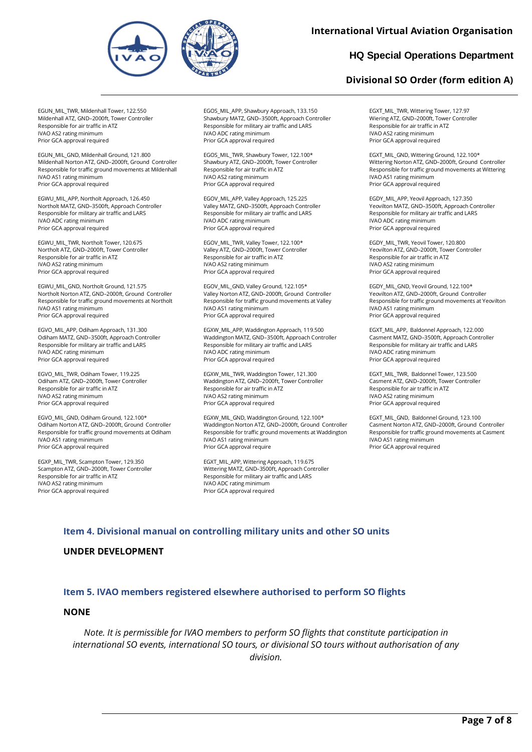EGUN_MIL_TWR, Mildenhall Tower, 122.550
Mildenhall ATZ, GND–2000ft, Tower Controller
Responsible for air traffic in ATZ
IVAO AS2 rating minimum
Prior GCA approval required

EGUN_MIL_GND, Mildenhall Ground, 121.800
Mildenhall Norton ATZ, GND–2000ft, Ground Controller
Responsible for traffic ground movements at Mildenhall
IVAO AS1 rating minimum
Prior GCA approval required

EGWU_MIL_APP, Northolt Approach, 126.450
Northolt MATZ, GND–3500ft, Approach Controller
Responsible for military air traffic and LARS
IVAO ADC rating minimum
Prior GCA approval required

EGWU_MIL_TWR, Northolt Tower, 120.675
Northolt ATZ, GND–2000ft, Tower Controller
Responsible for air traffic in ATZ
IVAO AS2 rating minimum
Prior GCA approval required

EGWU_MIL_GND, Northolt Ground, 121.575
Northolt Norton ATZ, GND–2000ft, Ground Controller
Responsible for traffic ground movements at Northolt
IVAO AS1 rating minimum
Prior GCA approval required

EGVO_MIL_APP, Odiham Approach, 131.300
Odiham MATZ, GND–3500ft, Approach Controller
Responsible for military air traffic and LARS
IVAO ADC rating minimum
Prior GCA approval required

EGVO_MIL_TWR, Odiham Tower, 119.225
Odiham ATZ, GND–2000ft, Tower Controller
Responsible for air traffic in ATZ
IVAO AS2 rating minimum
Prior GCA approval required

EGVO_MIL_GND, Odiham Ground, 122.100*
Odiham Norton ATZ, GND–2000ft, Ground Controller
Responsible for traffic ground movements at Odiham
IVAO AS1 rating minimum
Prior GCA approval required

EGXP_MIL_TWR, Scampton Tower, 129.350
Scampton ATZ, GND–2000ft, Tower Controller
Responsible for air traffic in ATZ
IVAO AS2 rating minimum
Prior GCA approval required

EGOS_MIL_APP, Shawbury Approach, 133.150
Shawbury MATZ, GND–3500ft, Approach Controller
Responsible for military air traffic and LARS
IVAO ADC rating minimum
Prior GCA approval required

EGOS_MIL_TWR, Shawbury Tower, 122.100*
Shawbury ATZ, GND–2000ft, Tower Controller
Responsible for air traffic in ATZ
IVAO AS2 rating minimum
Prior GCA approval required

EGOV_MIL_APP, Valley Approach, 125.225
Valley MATZ, GND–3500ft, Approach Controller
Responsible for military air traffic and LARS
IVAO ADC rating minimum
Prior GCA approval required

EGOV_MIL_TWR, Valley Tower, 122.100*
Valley ATZ, GND–2000ft, Tower Controller
Responsible for air traffic in ATZ
IVAO AS2 rating minimum
Prior GCA approval required

EGOV_MIL_GND, Valley Ground, 122.105*
Valley Norton ATZ, GND–2000ft, Ground Controller
Responsible for traffic ground movements at Valley
IVAO AS1 rating minimum
Prior GCA approval required

EGXW_MIL_APP, Waddington Approach, 119.500
Waddington MATZ, GND–3500ft, Approach Controller
Responsible for military air traffic and LARS
IVAO ADC rating minimum
Prior GCA approval required

EGXW_MIL_TWR, Waddington Tower, 121.300
Waddington ATZ, GND–2000ft, Tower Controller
Responsible for air traffic in ATZ
IVAO AS2 rating minimum
Prior GCA approval required

EGXW_MIL_GND, Waddington Ground, 122.100*
Waddington Norton ATZ, GND–2000ft, Ground Controller
Responsible for traffic ground movements at Waddington
IVAO AS1 rating minimum
Prior GCA approval require

EGXT_MIL_APP, Wittering Approach, 119.675
Wittering MATZ, GND–3500ft, Approach Controller
Responsible for military air traffic and LARS
IVAO ADC rating minimum
Prior GCA approval required

EGXT_MIL_TWR, Wittering Tower, 127.97
Wiering ATZ, GND–2000ft, Tower Controller
Responsible for air traffic in ATZ
IVAO AS2 rating minimum
Prior GCA approval required

EGXT_MIL_GND, Wittering Ground, 122.100*
Wittering Norton ATZ, GND–2000ft, Ground Controller
Responsible for traffic ground movements at Wittering
IVAO AS1 rating minimum
Prior GCA approval required

EGDY_MIL_APP, Yeovil Approach, 127.350
Yeovilton MATZ, GND–3500ft, Approach Controller
Responsible for military air traffic and LARS
IVAO ADC rating minimum
Prior GCA approval required

EGDY_MIL_TWR, Yeovil Tower, 120.800
Yeovilton ATZ, GND–2000ft, Tower Controller
Responsible for air traffic in ATZ
IVAO AS2 rating minimum
Prior GCA approval required

EGDY_MIL_GND, Yeovil Ground, 122.100*
Yeovilton Norton ATZ, GND–2000ft, Ground Controller
Responsible for traffic ground movements at Yeovilton
IVAO AS1 rating minimum
Prior GCA approval required

EGXT_MIL_APP, Baldonnel Approach, 122.000
Casment MATZ, GND–3500ft, Approach Controller
Responsible for military air traffic and LARS
IVAO ADC rating minimum
Prior GCA approval required

EGXT_MIL_TWR, Baldonnel Tower, 123.500
Casment ATZ, GND–2000ft, Tower Controller
Responsible for air traffic in ATZ
IVAO AS2 rating minimum
Prior GCA approval required

EGXT_MIL_GND, Baldonnel Ground, 123.100
Casment Norton ATZ, GND–2000ft, Ground Controller
Responsible for traffic ground movements at Casment
IVAO AS1 rating minimum
Prior GCA approval required

## Item 4. Divisional manual on controlling military units and other SO units

**UNDER DEVELOPMENT**

## Item 5. IVAO members registered elsewhere authorised to perform SO flights

**NONE**

*Note. It is permissible for IVAO members to perform SO flights that constitute participation in international SO events, international SO tours, or divisional SO tours without authorisation of any division.*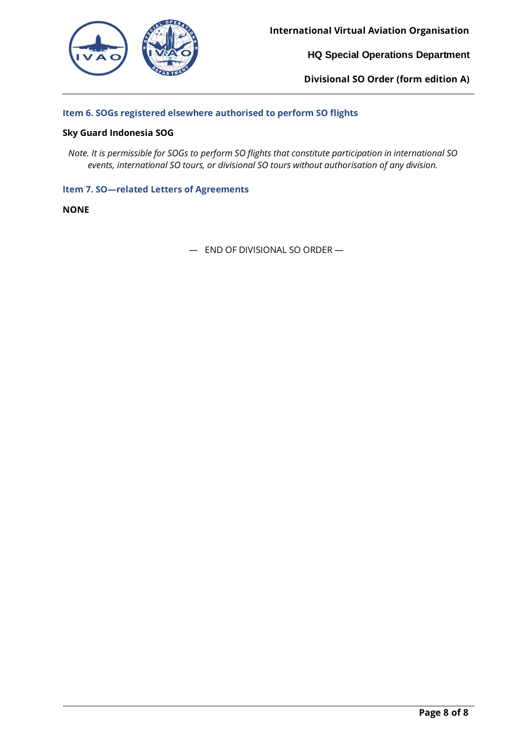### Item 6. SOGs registered elsewhere authorised to perform SO flights

**Sky Guard Indonesia SOG**

*Note. It is permissible for SOGs to perform SO flights that constitute participation in international SO events, international SO tours, or divisional SO tours without authorisation of any division.*

### Item 7. SO—related Letters of Agreements

**NONE**

— END OF DIVISIONAL SO ORDER —